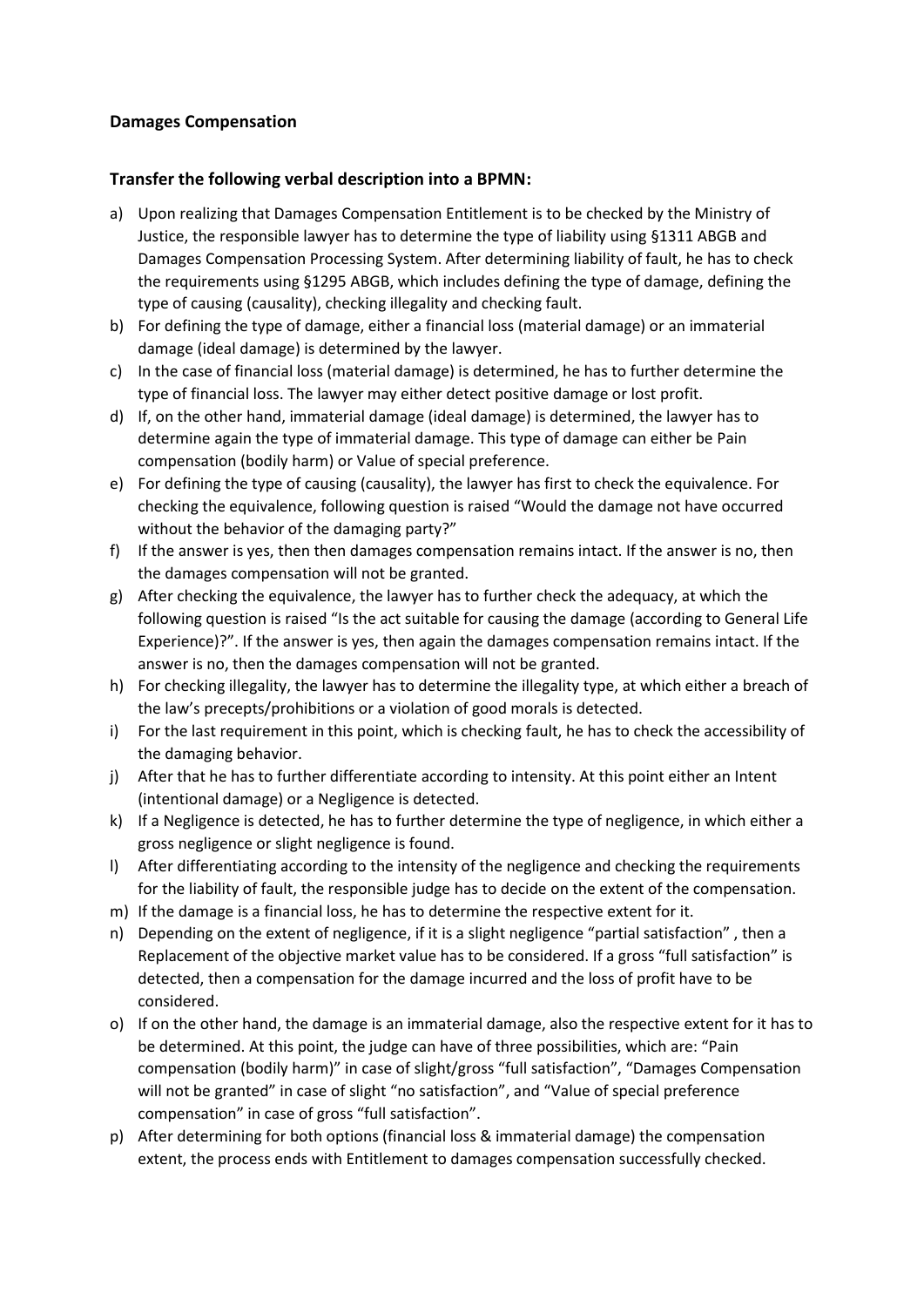**Damages Compensation**

**Transfer the following verbal description into a BPMN:**

a) Upon realizing that Damages Compensation Entitlement is to be checked by the Ministry of Justice, the responsible lawyer has to determine the type of liability using §1311 ABGB and Damages Compensation Processing System. After determining liability of fault, he has to check the requirements using §1295 ABGB, which includes defining the type of damage, defining the type of causing (causality), checking illegality and checking fault.

b) For defining the type of damage, either a financial loss (material damage) or an immaterial damage (ideal damage) is determined by the lawyer.

c) In the case of financial loss (material damage) is determined, he has to further determine the type of financial loss. The lawyer may either detect positive damage or lost profit.

d) If, on the other hand, immaterial damage (ideal damage) is determined, the lawyer has to determine again the type of immaterial damage. This type of damage can either be Pain compensation (bodily harm) or Value of special preference.

e) For defining the type of causing (causality), the lawyer has first to check the equivalence. For checking the equivalence, following question is raised "Would the damage not have occurred without the behavior of the damaging party?"

f) If the answer is yes, then then damages compensation remains intact. If the answer is no, then the damages compensation will not be granted.

g) After checking the equivalence, the lawyer has to further check the adequacy, at which the following question is raised "Is the act suitable for causing the damage (according to General Life Experience)?". If the answer is yes, then again the damages compensation remains intact. If the answer is no, then the damages compensation will not be granted.

h) For checking illegality, the lawyer has to determine the illegality type, at which either a breach of the law's precepts/prohibitions or a violation of good morals is detected.

i) For the last requirement in this point, which is checking fault, he has to check the accessibility of the damaging behavior.

j) After that he has to further differentiate according to intensity. At this point either an Intent (intentional damage) or a Negligence is detected.

k) If a Negligence is detected, he has to further determine the type of negligence, in which either a gross negligence or slight negligence is found.

l) After differentiating according to the intensity of the negligence and checking the requirements for the liability of fault, the responsible judge has to decide on the extent of the compensation.

m) If the damage is a financial loss, he has to determine the respective extent for it.

n) Depending on the extent of negligence, if it is a slight negligence "partial satisfaction" , then a Replacement of the objective market value has to be considered. If a gross "full satisfaction" is detected, then a compensation for the damage incurred and the loss of profit have to be considered.

o) If on the other hand, the damage is an immaterial damage, also the respective extent for it has to be determined. At this point, the judge can have of three possibilities, which are: "Pain compensation (bodily harm)" in case of slight/gross "full satisfaction", "Damages Compensation will not be granted" in case of slight "no satisfaction", and "Value of special preference compensation" in case of gross "full satisfaction".

p) After determining for both options (financial loss & immaterial damage) the compensation extent, the process ends with Entitlement to damages compensation successfully checked.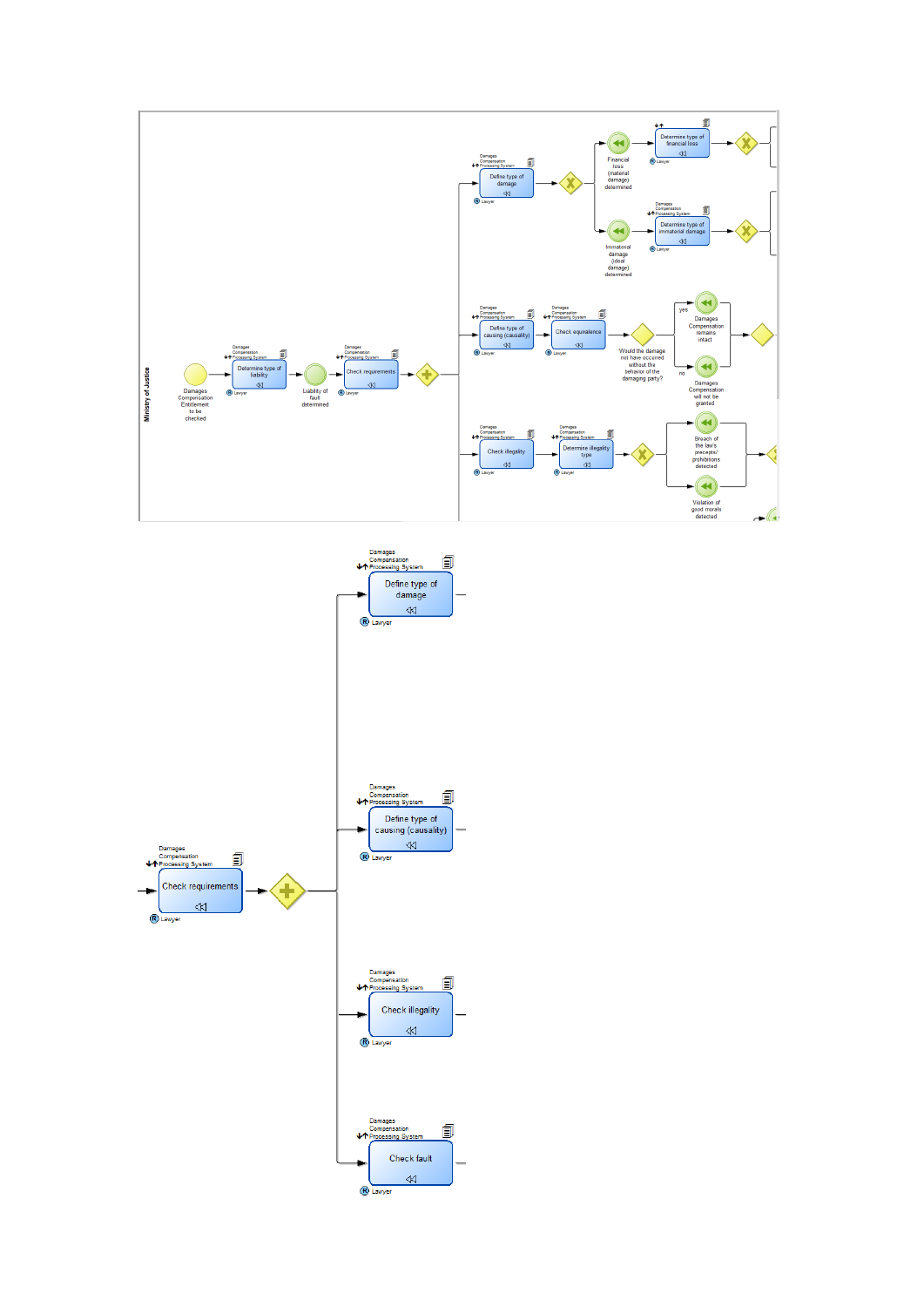Ministry of Justice

Damages Compensation Entitlement to be checked

Damages Compensation Processing System

Determine type of liability

Lawyer

Liability of fault determined

Damages Compensation Processing System

Check requirements

Lawyer

Damages Compensation Processing System

Define type of damage

Lawyer

Financial loss (material damage) determined

Determine type of financial loss

Lawyer

Immaterial damage (ideal damage) determined

Damages Compensation Processing System

Determine type of immaterial damage

Lawyer

Damages Compensation Processing System

Define type of causing (causality)

Lawyer

Damages Compensation Processing System

Check equivalence

Lawyer

Would the damage not have occurred without the behavior of the damaging party?

yes

Damages Compensation remains intact

no

Damages Compensation will not be granted

Damages Compensation Processing System

Check illegality

Lawyer

Damages Compensation Processing System

Determine illegality type

Lawyer

Breach of the law's precepts/ prohibitions detected

Violation of good morals detected

Damages Compensation Processing System

Check requirements

Lawyer

Damages Compensation Processing System

Define type of damage

Lawyer

Damages Compensation Processing System

Define type of causing (causality)

Lawyer

Damages Compensation Processing System

Check illegality

Lawyer

Damages Compensation Processing System

Check fault

Lawyer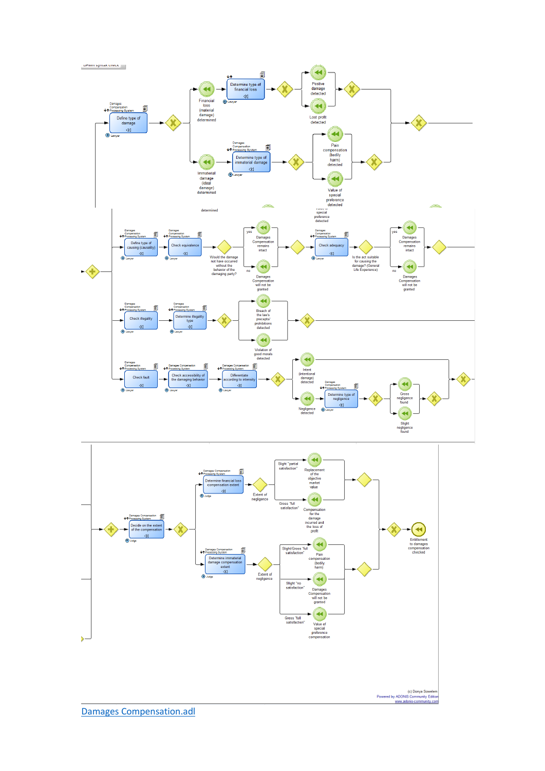BPMN syntax check

Damages Compensation Processing System

Define type of damage

Lawyer

Financial loss (material damage) determined

Determine type of financial loss

Lawyer

Positive damage detected

Lost profit detected

Immaterial damage (ideal damage) determined

Damages Compensation Processing System

Determine type of immaterial damage

Lawyer

Pain compensation (bodily harm) detected

Value of special preference detected

determined

Value of special preference detected

Damages Compensation Processing System

Define type of causing (causality)

Lawyer

Damages Compensation Processing System

Check equivalence

Lawyer

Would the damage not have occurred without the behavior of the damaging party?

yes

Damages Compensation remains intact

no

Damages Compensation will not be granted

Damages Compensation Processing System

Check adequacy

Lawyer

Is the act suitable for causing the damage? (General Life Experience)

yes

Damages Compensation remains intact

no

Damages Compensation will not be granted

Damages Compensation Processing System

Check illegality

Lawyer

Damages Compensation Processing System

Determine illegality type

Lawyer

Breach of the law's precepts/ prohibitions detected

Violation of good morals detected

Damages Compensation Processing System

Check fault

Lawyer

Damages Compensation Processing System

Check accessibility of the damaging behavior

Lawyer

Damages Compensation Processing System

Differentiate according to intensity

Lawyer

Intent (intentional damage) detected

Negligence detected

Damages Compensation Processing System

Determine type of negligence

Lawyer

Gross negligence found

Slight negligence found

Damages Compensation Processing System

Decide on the extent of the compensation

Judge

Damages Compensation Processing System

Determine financial loss compensation extent

Judge

Extent of negligence

Slight "partial satisfaction"

Replacement of the objective market value

Gross "full satisfaction"

Compensation for the damage incurred and the loss of profit

Damages Compensation Processing System

Determine immaterial damage compensation extent

Judge

Extent of negligence

Slight/Gross "full satisfaction"

Pain compensation (bodily harm)

Slight "no satisfaction"

Damages Compensation will not be granted

Gross "full satisfaction"

Value of special preference compensation

Entitlement to damages compensation checked

(c) Donya Sowelem

Powered by ADONIS Community Edition

www.adonis-community.com

Damages Compensation.adl